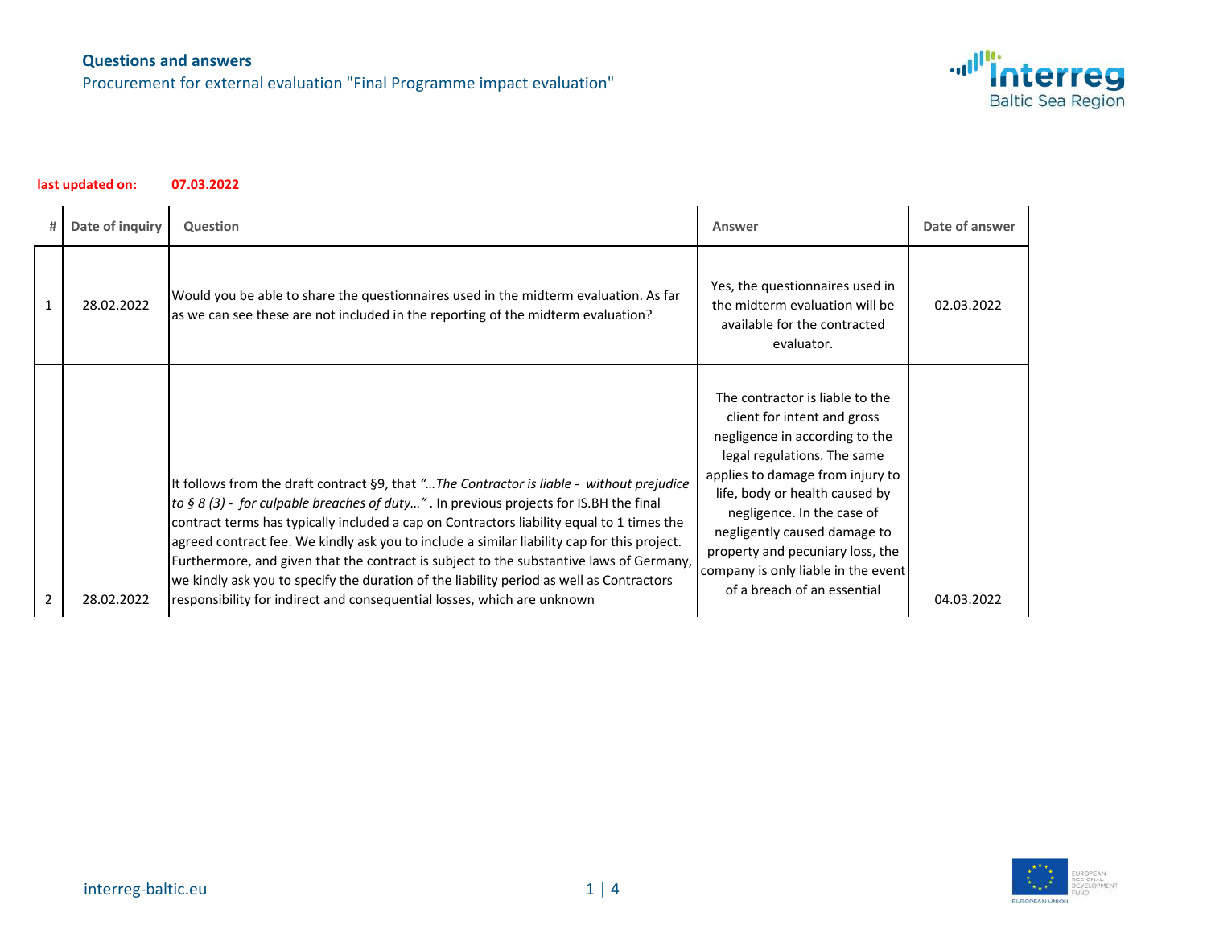**Questions and answers**

Procurement for external evaluation "Final Programme impact evaluation"

**last updated on:** **07.03.2022**

| # | Date of inquiry | Question | Answer | Date of answer |
|---|---|---|---|---|
| 1 | 28.02.2022 | Would you be able to share the questionnaires used in the midterm evaluation. As far as we can see these are not included in the reporting of the midterm evaluation? | Yes, the questionnaires used in the midterm evaluation will be available for the contracted evaluator. | 02.03.2022 |
| 2 | 28.02.2022 | It follows from the draft contract §9, that *"…The Contractor is liable - without prejudice to § 8 (3) - for culpable breaches of duty…"* . In previous projects for IS.BH the final contract terms has typically included a cap on Contractors liability equal to 1 times the agreed contract fee. We kindly ask you to include a similar liability cap for this project. Furthermore, and given that the contract is subject to the substantive laws of Germany, we kindly ask you to specify the duration of the liability period as well as Contractors responsibility for indirect and consequential losses, which are unknown | The contractor is liable to the client for intent and gross negligence in according to the legal regulations. The same applies to damage from injury to life, body or health caused by negligence. In the case of negligently caused damage to property and pecuniary loss, the company is only liable in the event of a breach of an essential | 04.03.2022 |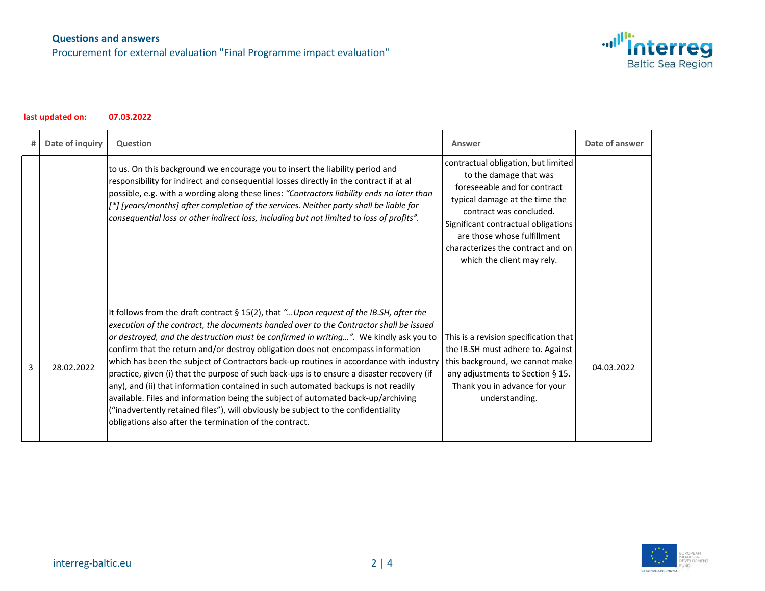**Questions and answers**

Procurement for external evaluation "Final Programme impact evaluation"

**last updated on: 07.03.2022**

| # | Date of inquiry | Question | Answer | Date of answer |
|---|---|---|---|---|
| | | to us. On this background we encourage you to insert the liability period and responsibility for indirect and consequential losses directly in the contract if at al possible, e.g. with a wording along these lines: *"Contractors liability ends no later than [*] [years/months] after completion of the services. Neither party shall be liable for consequential loss or other indirect loss, including but not limited to loss of profits".* | contractual obligation, but limited to the damage that was foreseeable and for contract typical damage at the time the contract was concluded. Significant contractual obligations are those whose fulfillment characterizes the contract and on which the client may rely. | |
| 3 | 28.02.2022 | It follows from the draft contract § 15(2), that *"…Upon request of the IB.SH, after the execution of the contract, the documents handed over to the Contractor shall be issued or destroyed, and the destruction must be confirmed in writing…".* We kindly ask you to confirm that the return and/or destroy obligation does not encompass information which has been the subject of Contractors back-up routines in accordance with industry practice, given (i) that the purpose of such back-ups is to ensure a disaster recovery (if any), and (ii) that information contained in such automated backups is not readily available. Files and information being the subject of automated back-up/archiving ("inadvertently retained files"), will obviously be subject to the confidentiality obligations also after the termination of the contract. | This is a revision specification that the IB.SH must adhere to. Against this background, we cannot make any adjustments to Section § 15. Thank you in advance for your understanding. | 04.03.2022 |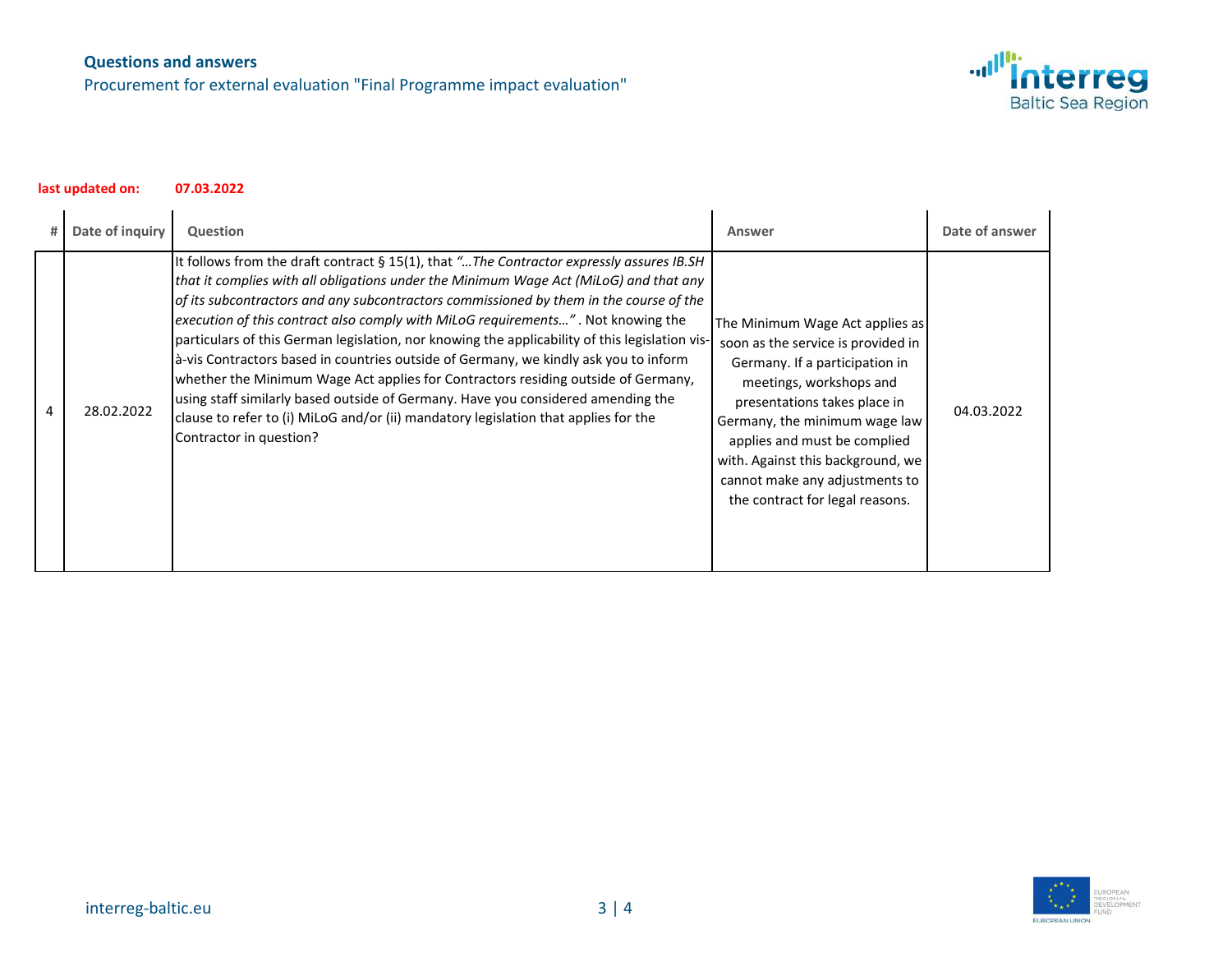**Questions and answers**

Procurement for external evaluation "Final Programme impact evaluation"

**last updated on: 07.03.2022**

| # | Date of inquiry | Question | Answer | Date of answer |
|---|---|---|---|---|
| 4 | 28.02.2022 | It follows from the draft contract § 15(1), that *"…The Contractor expressly assures IB.SH that it complies with all obligations under the Minimum Wage Act (MiLoG) and that any of its subcontractors and any subcontractors commissioned by them in the course of the execution of this contract also comply with MiLoG requirements…"* . Not knowing the particulars of this German legislation, nor knowing the applicability of this legislation vis-à-vis Contractors based in countries outside of Germany, we kindly ask you to inform whether the Minimum Wage Act applies for Contractors residing outside of Germany, using staff similarly based outside of Germany. Have you considered amending the clause to refer to (i) MiLoG and/or (ii) mandatory legislation that applies for the Contractor in question? | The Minimum Wage Act applies as soon as the service is provided in Germany. If a participation in meetings, workshops and presentations takes place in Germany, the minimum wage law applies and must be complied with. Against this background, we cannot make any adjustments to the contract for legal reasons. | 04.03.2022 |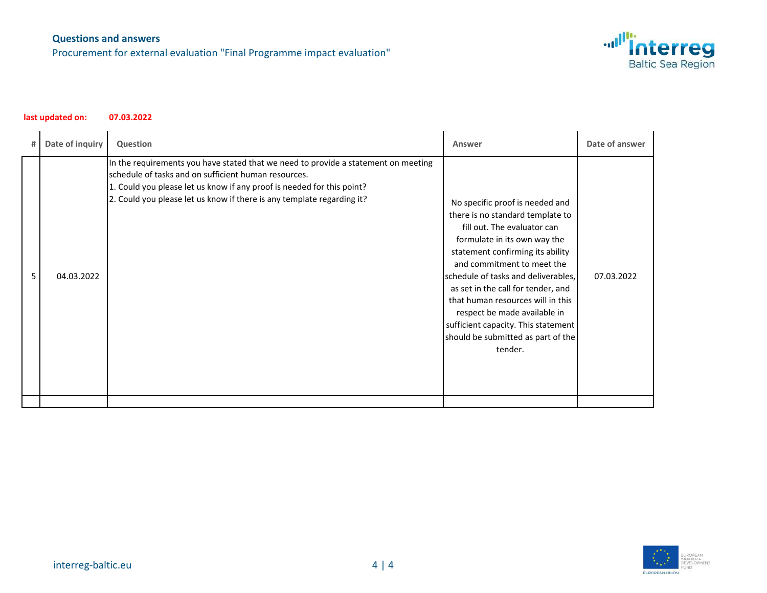**Questions and answers**

Procurement for external evaluation "Final Programme impact evaluation"

**last updated on: 07.03.2022**

| # | Date of inquiry | Question | Answer | Date of answer |
|---|---|---|---|---|
| 5 | 04.03.2022 | In the requirements you have stated that we need to provide a statement on meeting schedule of tasks and on sufficient human resources.<br>1. Could you please let us know if any proof is needed for this point?<br>2. Could you please let us know if there is any template regarding it? | No specific proof is needed and there is no standard template to fill out. The evaluator can formulate in its own way the statement confirming its ability and commitment to meet the schedule of tasks and deliverables, as set in the call for tender, and that human resources will in this respect be made available in sufficient capacity. This statement should be submitted as part of the tender. | 07.03.2022 |
| | | | | |